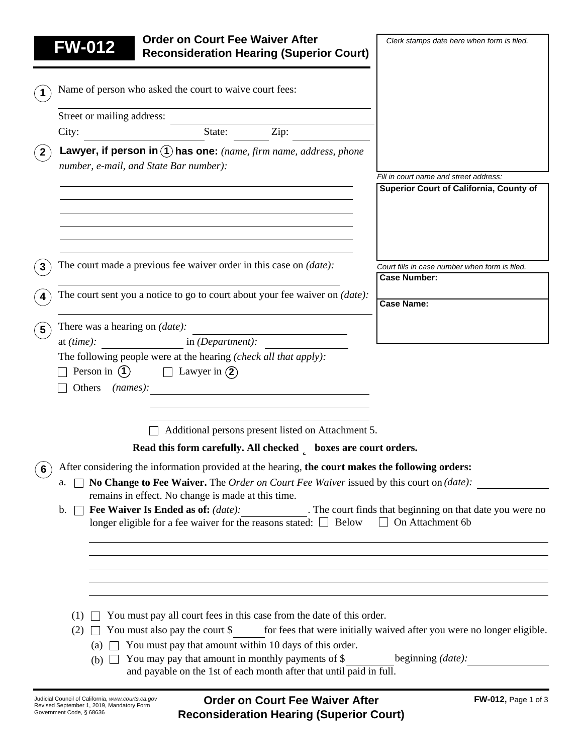# FW-012 Order on Court Fee Waiver After Reconsideration Hearing (Superior Court)

*Clerk stamps date here when form is filed.*

*Fill in court name and street address:*

**Superior Court of California, County of**

*Court fills in case number when form is filed.*

**Case Number:**

**Case Name:**

**1** Name of person who asked the court to waive court fees:

Street or mailing address:

City: State: Zip:

**2** **Lawyer, if person in (1) has one:** *(name, firm name, address, phone number, e-mail, and State Bar number):*

**3** The court made a previous fee waiver order in this case on *(date):*

**4** The court sent you a notice to go to court about your fee waiver on *(date):*

**5** There was a hearing on *(date):*

at *(time):* in *(Department):*

The following people were at the hearing *(check all that apply):*

☐ Person in (1) ☐ Lawyer in (2)

☐ Others *(names):*

☐ Additional persons present listed on Attachment 5.

**Read this form carefully. All checked ☐ boxes are court orders.**

**6** After considering the information provided at the hearing, **the court makes the following orders:**

a. ☐ **No Change to Fee Waiver.** The *Order on Court Fee Waiver* issued by this court on *(date):* remains in effect. No change is made at this time.

b. ☐ **Fee Waiver Is Ended as of:** *(date):* . The court finds that beginning on that date you were no longer eligible for a fee waiver for the reasons stated: ☐ Below ☐ On Attachment 6b

(1) ☐ You must pay all court fees in this case from the date of this order.

(2) ☐ You must also pay the court $ for fees that were initially waived after you were no longer eligible.

(a) ☐ You must pay that amount within 10 days of this order.

(b) ☐ You may pay that amount in monthly payments of $ beginning *(date):* and payable on the 1st of each month after that until paid in full.

Judicial Council of California, *www.courts.ca.gov*
Revised September 1, 2019, Mandatory Form
Government Code, § 68636

**Order on Court Fee Waiver After Reconsideration Hearing (Superior Court)**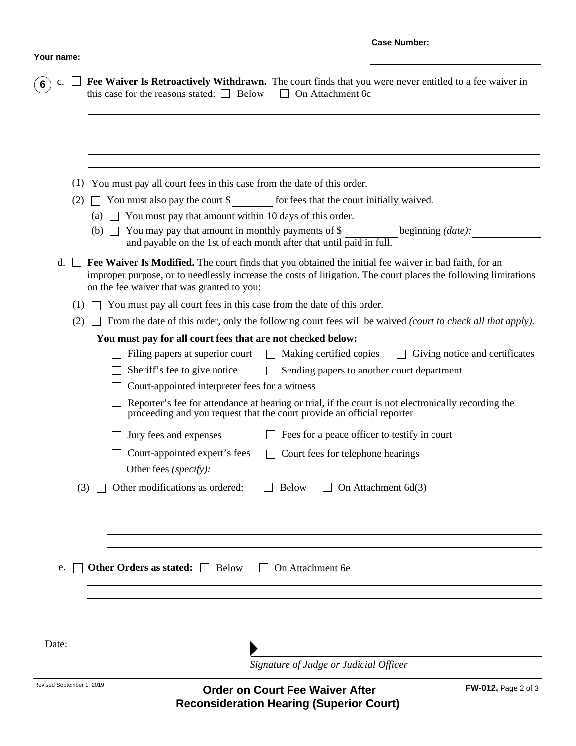Your name:

Case Number:

6 c. ☐ **Fee Waiver Is Retroactively Withdrawn.** The court finds that you were never entitled to a fee waiver in this case for the reasons stated: ☐ Below ☐ On Attachment 6c

(1) You must pay all court fees in this case from the date of this order.

(2) ☐ You must also pay the court $ ________ for fees that the court initially waived.

(a) ☐ You must pay that amount within 10 days of this order.

(b) ☐ You may pay that amount in monthly payments of $ __________ beginning *(date):* __________ and payable on the 1st of each month after that until paid in full.

d. ☐ **Fee Waiver Is Modified.** The court finds that you obtained the initial fee waiver in bad faith, for an improper purpose, or to needlessly increase the costs of litigation. The court places the following limitations on the fee waiver that was granted to you:

(1) ☐ You must pay all court fees in this case from the date of this order.

(2) ☐ From the date of this order, only the following court fees will be waived *(court to check all that apply).*

**You must pay for all court fees that are not checked below:**

☐ Filing papers at superior court ☐ Making certified copies ☐ Giving notice and certificates

☐ Sheriff's fee to give notice ☐ Sending papers to another court department

☐ Court-appointed interpreter fees for a witness

☐ Reporter's fee for attendance at hearing or trial, if the court is not electronically recording the proceeding and you request that the court provide an official reporter

☐ Jury fees and expenses ☐ Fees for a peace officer to testify in court

☐ Court-appointed expert's fees ☐ Court fees for telephone hearings

☐ Other fees *(specify):* __________

(3) ☐ Other modifications as ordered: ☐ Below ☐ On Attachment 6d(3)

e. ☐ **Other Orders as stated:** ☐ Below ☐ On Attachment 6e

Date: __________

__________

*Signature of Judge or Judicial Officer*

Revised September 1, 2019

**Order on Court Fee Waiver After Reconsideration Hearing (Superior Court)**

**FW-012,** Page 2 of 3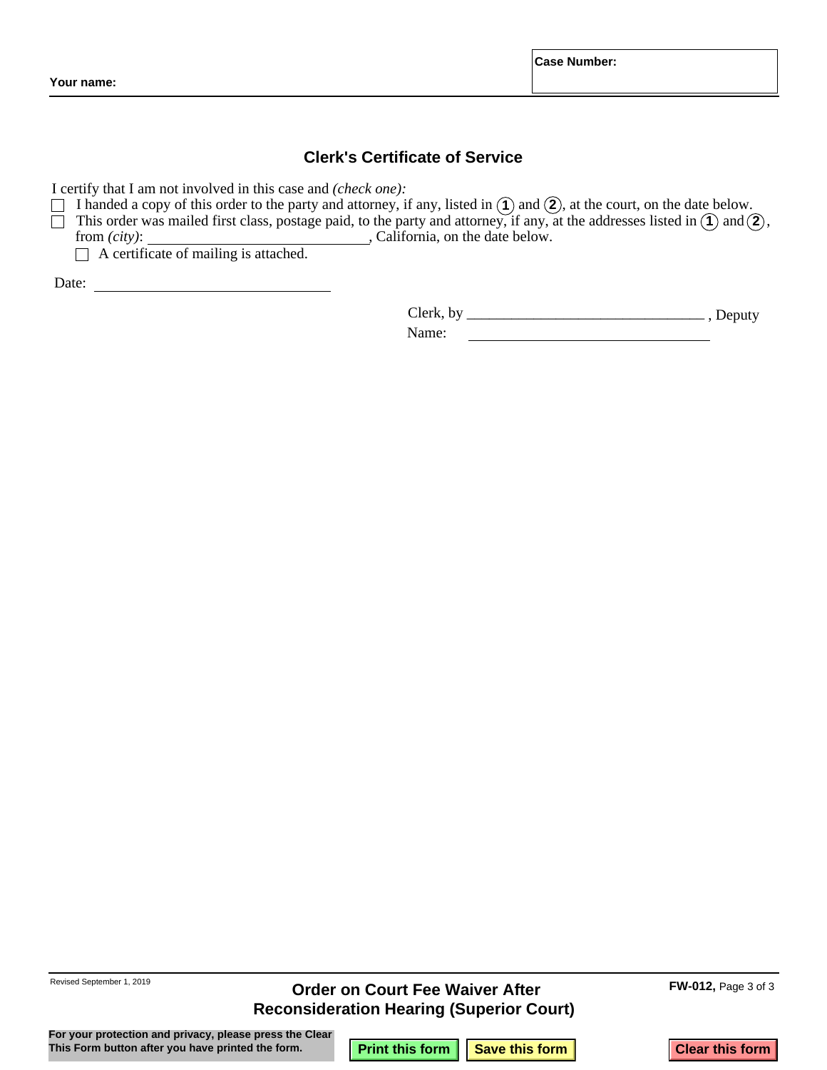Your name:

Case Number:

## Clerk's Certificate of Service

I certify that I am not involved in this case and *(check one):*

- ☐ I handed a copy of this order to the party and attorney, if any, listed in (1) and (2), at the court, on the date below.
- ☐ This order was mailed first class, postage paid, to the party and attorney, if any, at the addresses listed in (1) and (2), from *(city)*: \_\_\_\_\_\_\_\_\_\_\_\_\_\_\_\_\_\_\_\_\_\_\_\_\_\_, California, on the date below.
  - ☐ A certificate of mailing is attached.

Date: \_\_\_\_\_\_\_\_\_\_\_\_\_\_\_\_\_\_\_\_\_\_\_\_\_\_\_\_\_\_

Clerk, by \_\_\_\_\_\_\_\_\_\_\_\_\_\_\_\_\_\_\_\_\_\_\_\_\_\_\_\_\_\_ , Deputy

Name: \_\_\_\_\_\_\_\_\_\_\_\_\_\_\_\_\_\_\_\_\_\_\_\_\_\_\_\_\_\_

Revised September 1, 2019

**Order on Court Fee Waiver After Reconsideration Hearing (Superior Court)**

**FW-012**

**For your protection and privacy, please press the Clear This Form button after you have printed the form.**

Print this form | Save this form | Clear this form